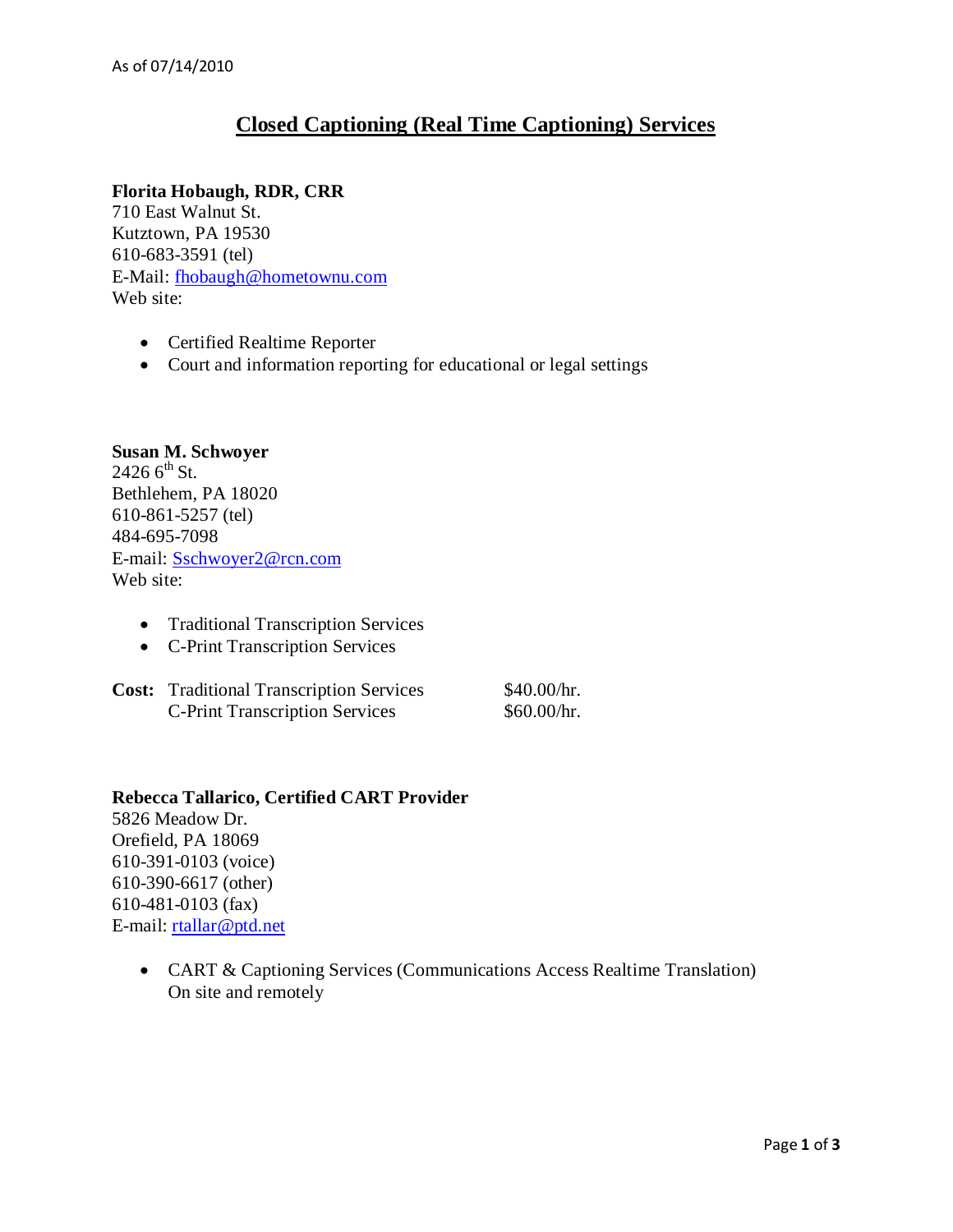As of 07/14/2010

# Closed Captioning (Real Time Captioning) Services

**Florita Hobaugh, RDR, CRR**
710 East Walnut St.
Kutztown, PA 19530
610-683-3591 (tel)
E-Mail: fhobaugh@hometownu.com
Web site:

- Certified Realtime Reporter
- Court and information reporting for educational or legal settings

**Susan M. Schwoyer**
2426 6th St.
Bethlehem, PA 18020
610-861-5257 (tel)
484-695-7098
E-mail: Sschwoyer2@rcn.com
Web site:

- Traditional Transcription Services
- C-Print Transcription Services

| **Cost:** | Traditional Transcription Services | $40.00/hr. |
|---|---|---|
| | C-Print Transcription Services | $60.00/hr. |

**Rebecca Tallarico, Certified CART Provider**
5826 Meadow Dr.
Orefield, PA 18069
610-391-0103 (voice)
610-390-6617 (other)
610-481-0103 (fax)
E-mail: rtallar@ptd.net

- CART & Captioning Services (Communications Access Realtime Translation) On site and remotely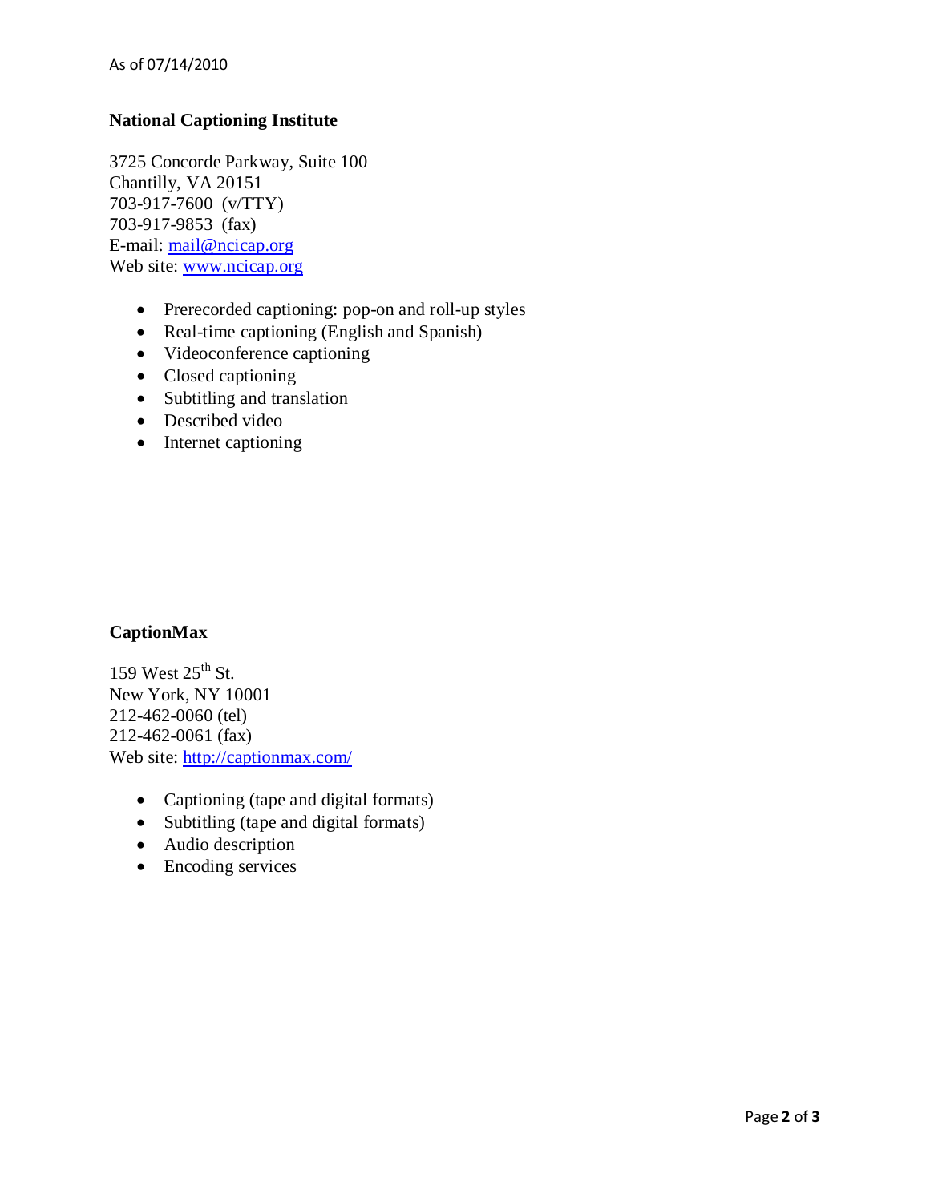As of 07/14/2010

**National Captioning Institute**

3725 Concorde Parkway, Suite 100
Chantilly, VA 20151
703-917-7600 (v/TTY)
703-917-9853 (fax)
E-mail: mail@ncicap.org
Web site: www.ncicap.org

- Prerecorded captioning: pop-on and roll-up styles
- Real-time captioning (English and Spanish)
- Videoconference captioning
- Closed captioning
- Subtitling and translation
- Described video
- Internet captioning

**CaptionMax**

159 West 25th St.
New York, NY 10001
212-462-0060 (tel)
212-462-0061 (fax)
Web site: http://captionmax.com/

- Captioning (tape and digital formats)
- Subtitling (tape and digital formats)
- Audio description
- Encoding services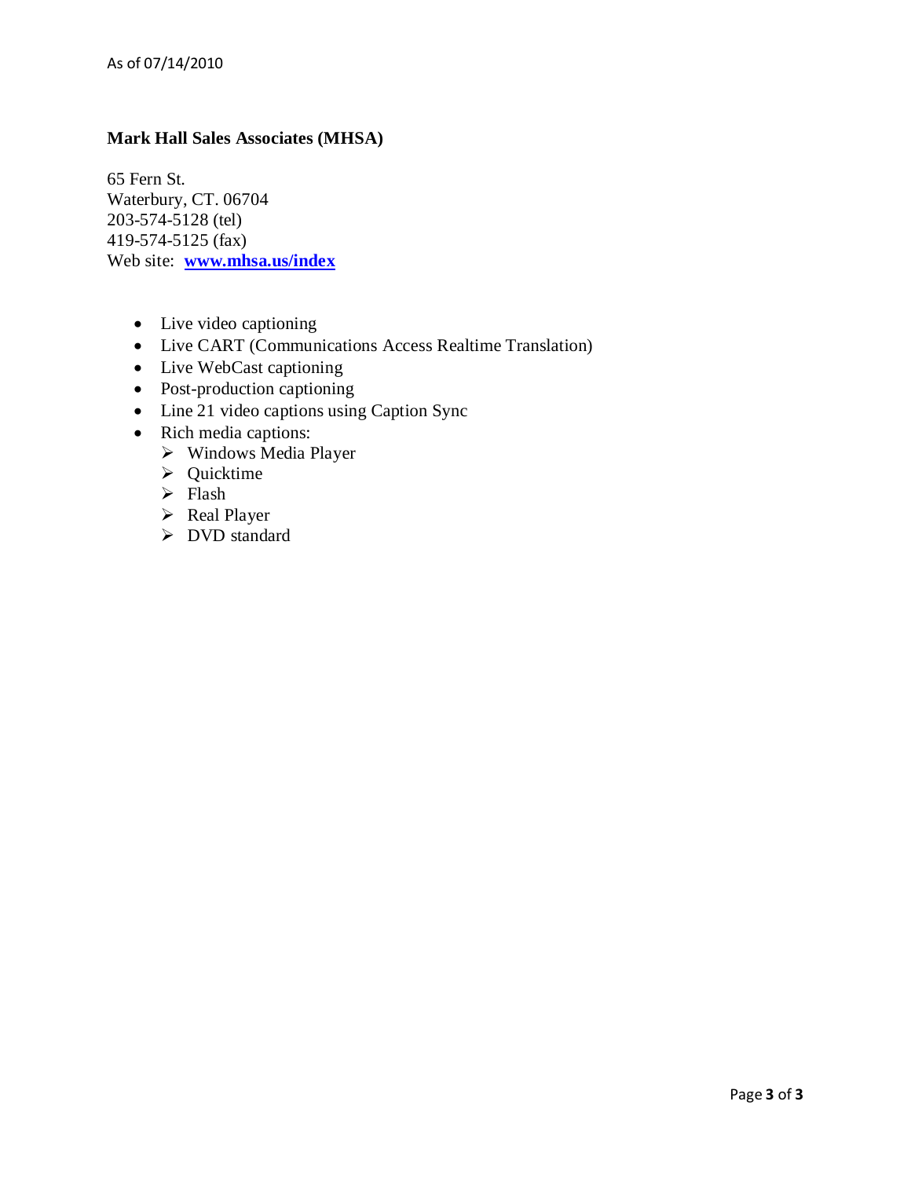**Mark Hall Sales Associates (MHSA)**

65 Fern St.
Waterbury, CT. 06704
203-574-5128 (tel)
419-574-5125 (fax)
Web site: **[www.mhsa.us/index](www.mhsa.us/index)**

- Live video captioning
- Live CART (Communications Access Realtime Translation)
- Live WebCast captioning
- Post-production captioning
- Line 21 video captions using Caption Sync
- Rich media captions:
  - Windows Media Player
  - Quicktime
  - Flash
  - Real Player
  - DVD standard